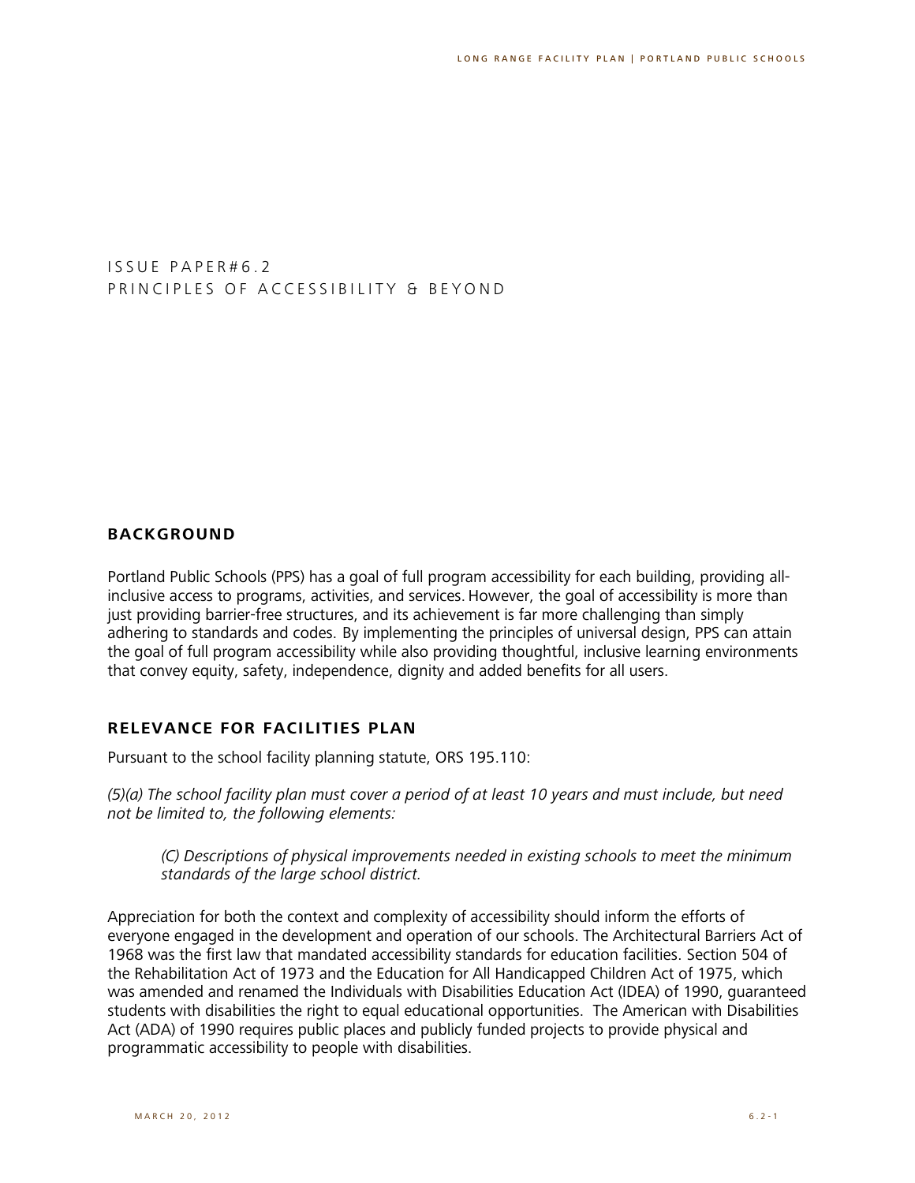# ISSUE PAPER#6.2
# PRINCIPLES OF ACCESSIBILITY & BEYOND

## BACKGROUND

Portland Public Schools (PPS) has a goal of full program accessibility for each building, providing all-inclusive access to programs, activities, and services. However, the goal of accessibility is more than just providing barrier-free structures, and its achievement is far more challenging than simply adhering to standards and codes. By implementing the principles of universal design, PPS can attain the goal of full program accessibility while also providing thoughtful, inclusive learning environments that convey equity, safety, independence, dignity and added benefits for all users.

## RELEVANCE FOR FACILITIES PLAN

Pursuant to the school facility planning statute, ORS 195.110:

*(5)(a) The school facility plan must cover a period of at least 10 years and must include, but need not be limited to, the following elements:*

> *(C) Descriptions of physical improvements needed in existing schools to meet the minimum standards of the large school district.*

Appreciation for both the context and complexity of accessibility should inform the efforts of everyone engaged in the development and operation of our schools. The Architectural Barriers Act of 1968 was the first law that mandated accessibility standards for education facilities. Section 504 of the Rehabilitation Act of 1973 and the Education for All Handicapped Children Act of 1975, which was amended and renamed the Individuals with Disabilities Education Act (IDEA) of 1990, guaranteed students with disabilities the right to equal educational opportunities. The American with Disabilities Act (ADA) of 1990 requires public places and publicly funded projects to provide physical and programmatic accessibility to people with disabilities.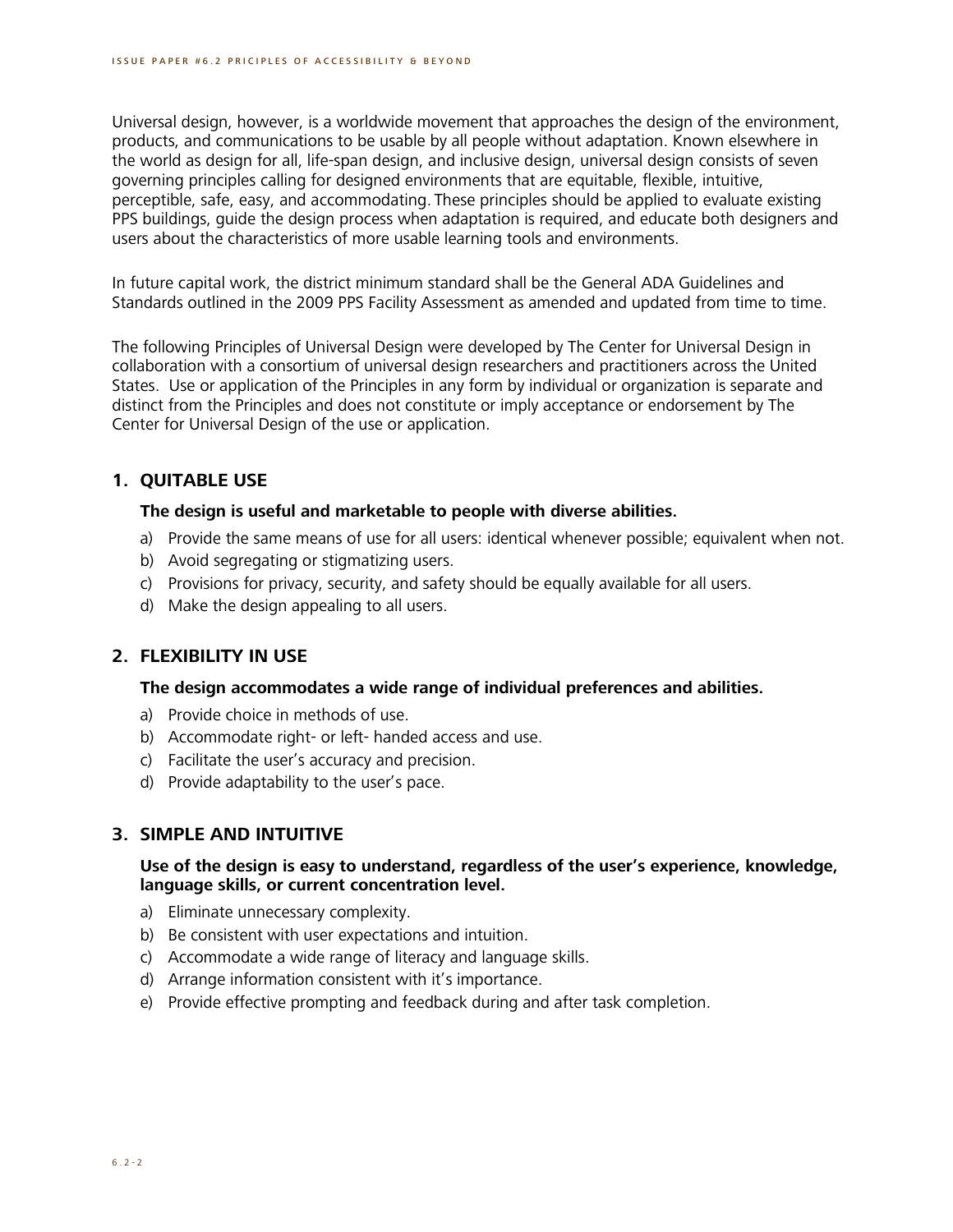Universal design, however, is a worldwide movement that approaches the design of the environment, products, and communications to be usable by all people without adaptation. Known elsewhere in the world as design for all, life-span design, and inclusive design, universal design consists of seven governing principles calling for designed environments that are equitable, flexible, intuitive, perceptible, safe, easy, and accommodating. These principles should be applied to evaluate existing PPS buildings, guide the design process when adaptation is required, and educate both designers and users about the characteristics of more usable learning tools and environments.

In future capital work, the district minimum standard shall be the General ADA Guidelines and Standards outlined in the 2009 PPS Facility Assessment as amended and updated from time to time.

The following Principles of Universal Design were developed by The Center for Universal Design in collaboration with a consortium of universal design researchers and practitioners across the United States. Use or application of the Principles in any form by individual or organization is separate and distinct from the Principles and does not constitute or imply acceptance or endorsement by The Center for Universal Design of the use or application.

## 1. QUITABLE USE

**The design is useful and marketable to people with diverse abilities.**

a) Provide the same means of use for all users: identical whenever possible; equivalent when not.
b) Avoid segregating or stigmatizing users.
c) Provisions for privacy, security, and safety should be equally available for all users.
d) Make the design appealing to all users.

## 2. FLEXIBILITY IN USE

**The design accommodates a wide range of individual preferences and abilities.**

a) Provide choice in methods of use.
b) Accommodate right- or left- handed access and use.
c) Facilitate the user's accuracy and precision.
d) Provide adaptability to the user's pace.

## 3. SIMPLE AND INTUITIVE

**Use of the design is easy to understand, regardless of the user's experience, knowledge, language skills, or current concentration level.**

a) Eliminate unnecessary complexity.
b) Be consistent with user expectations and intuition.
c) Accommodate a wide range of literacy and language skills.
d) Arrange information consistent with it's importance.
e) Provide effective prompting and feedback during and after task completion.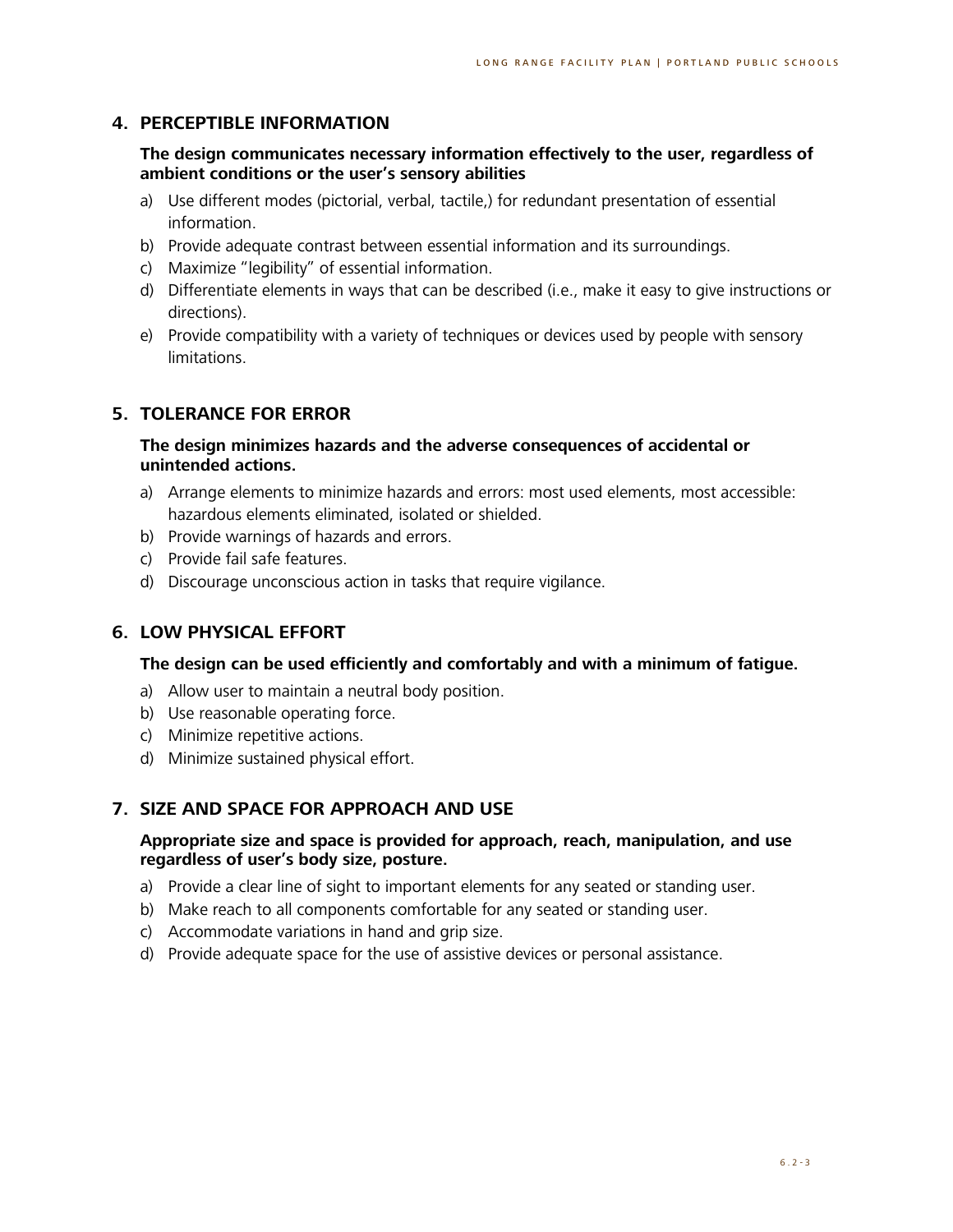## 4. PERCEPTIBLE INFORMATION

**The design communicates necessary information effectively to the user, regardless of ambient conditions or the user's sensory abilities**

a) Use different modes (pictorial, verbal, tactile,) for redundant presentation of essential information.
b) Provide adequate contrast between essential information and its surroundings.
c) Maximize "legibility" of essential information.
d) Differentiate elements in ways that can be described (i.e., make it easy to give instructions or directions).
e) Provide compatibility with a variety of techniques or devices used by people with sensory limitations.

## 5. TOLERANCE FOR ERROR

**The design minimizes hazards and the adverse consequences of accidental or unintended actions.**

a) Arrange elements to minimize hazards and errors: most used elements, most accessible: hazardous elements eliminated, isolated or shielded.
b) Provide warnings of hazards and errors.
c) Provide fail safe features.
d) Discourage unconscious action in tasks that require vigilance.

## 6. LOW PHYSICAL EFFORT

**The design can be used efficiently and comfortably and with a minimum of fatigue.**

a) Allow user to maintain a neutral body position.
b) Use reasonable operating force.
c) Minimize repetitive actions.
d) Minimize sustained physical effort.

## 7. SIZE AND SPACE FOR APPROACH AND USE

**Appropriate size and space is provided for approach, reach, manipulation, and use regardless of user's body size, posture.**

a) Provide a clear line of sight to important elements for any seated or standing user.
b) Make reach to all components comfortable for any seated or standing user.
c) Accommodate variations in hand and grip size.
d) Provide adequate space for the use of assistive devices or personal assistance.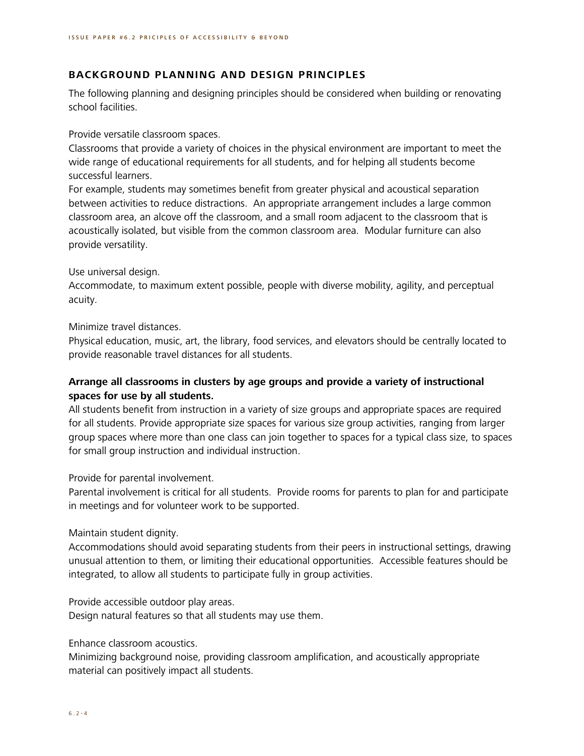## BACKGROUND PLANNING AND DESIGN PRINCIPLES

The following planning and designing principles should be considered when building or renovating school facilities.

Provide versatile classroom spaces.
Classrooms that provide a variety of choices in the physical environment are important to meet the wide range of educational requirements for all students, and for helping all students become successful learners.
For example, students may sometimes benefit from greater physical and acoustical separation between activities to reduce distractions. An appropriate arrangement includes a large common classroom area, an alcove off the classroom, and a small room adjacent to the classroom that is acoustically isolated, but visible from the common classroom area. Modular furniture can also provide versatility.

Use universal design.
Accommodate, to maximum extent possible, people with diverse mobility, agility, and perceptual acuity.

Minimize travel distances.
Physical education, music, art, the library, food services, and elevators should be centrally located to provide reasonable travel distances for all students.

**Arrange all classrooms in clusters by age groups and provide a variety of instructional spaces for use by all students.**
All students benefit from instruction in a variety of size groups and appropriate spaces are required for all students. Provide appropriate size spaces for various size group activities, ranging from larger group spaces where more than one class can join together to spaces for a typical class size, to spaces for small group instruction and individual instruction.

Provide for parental involvement.
Parental involvement is critical for all students. Provide rooms for parents to plan for and participate in meetings and for volunteer work to be supported.

Maintain student dignity.
Accommodations should avoid separating students from their peers in instructional settings, drawing unusual attention to them, or limiting their educational opportunities. Accessible features should be integrated, to allow all students to participate fully in group activities.

Provide accessible outdoor play areas.
Design natural features so that all students may use them.

Enhance classroom acoustics.
Minimizing background noise, providing classroom amplification, and acoustically appropriate material can positively impact all students.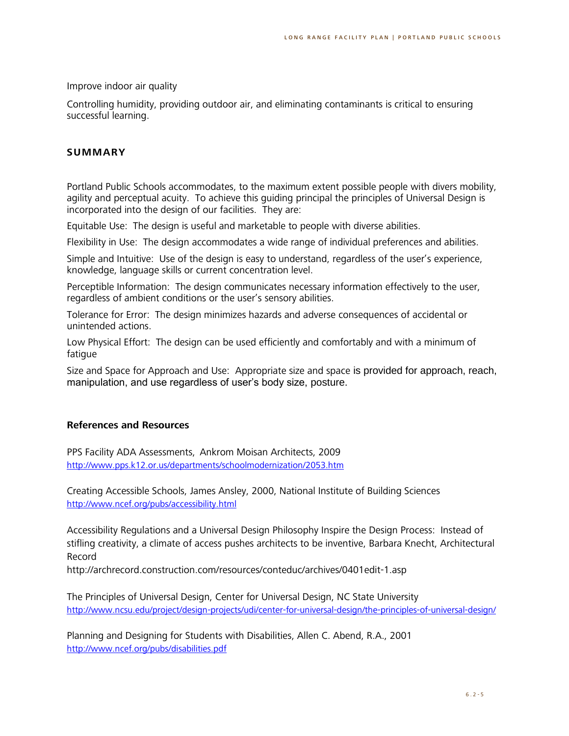Improve indoor air quality

Controlling humidity, providing outdoor air, and eliminating contaminants is critical to ensuring successful learning.

## SUMMARY

Portland Public Schools accommodates, to the maximum extent possible people with divers mobility, agility and perceptual acuity.  To achieve this guiding principal the principles of Universal Design is incorporated into the design of our facilities.  They are:

Equitable Use:  The design is useful and marketable to people with diverse abilities.

Flexibility in Use:  The design accommodates a wide range of individual preferences and abilities.

Simple and Intuitive:  Use of the design is easy to understand, regardless of the user's experience, knowledge, language skills or current concentration level.

Perceptible Information:  The design communicates necessary information effectively to the user, regardless of ambient conditions or the user's sensory abilities.

Tolerance for Error:  The design minimizes hazards and adverse consequences of accidental or unintended actions.

Low Physical Effort:  The design can be used efficiently and comfortably and with a minimum of fatigue

Size and Space for Approach and Use:  Appropriate size and space is provided for approach, reach, manipulation, and use regardless of user's body size, posture.

### References and Resources

PPS Facility ADA Assessments,  Ankrom Moisan Architects, 2009
http://www.pps.k12.or.us/departments/schoolmodernization/2053.htm

Creating Accessible Schools, James Ansley, 2000, National Institute of Building Sciences
http://www.ncef.org/pubs/accessibility.html

Accessibility Regulations and a Universal Design Philosophy Inspire the Design Process:  Instead of stifling creativity, a climate of access pushes architects to be inventive, Barbara Knecht, Architectural Record
http://archrecord.construction.com/resources/conteduc/archives/0401edit-1.asp

The Principles of Universal Design, Center for Universal Design, NC State University
http://www.ncsu.edu/project/design-projects/udi/center-for-universal-design/the-principles-of-universal-design/

Planning and Designing for Students with Disabilities, Allen C. Abend, R.A., 2001
http://www.ncef.org/pubs/disabilities.pdf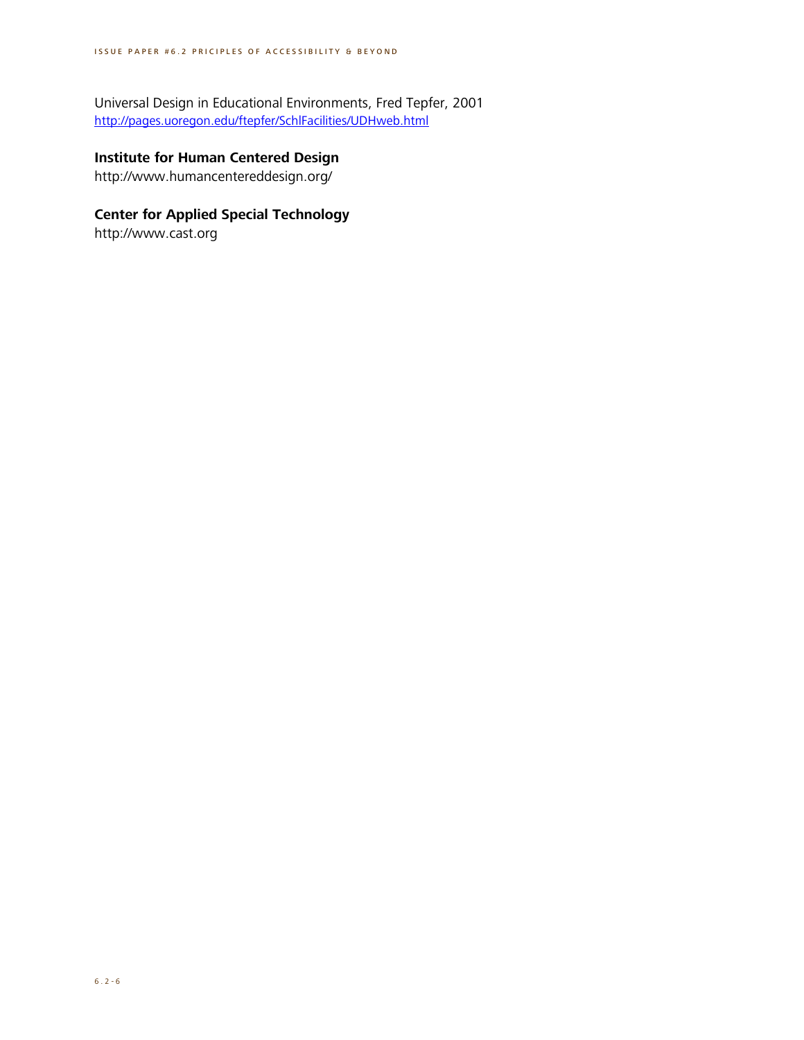Universal Design in Educational Environments, Fred Tepfer, 2001
http://pages.uoregon.edu/ftepfer/SchlFacilities/UDHweb.html

**Institute for Human Centered Design**
http://www.humancentereddesign.org/

**Center for Applied Special Technology**
http://www.cast.org